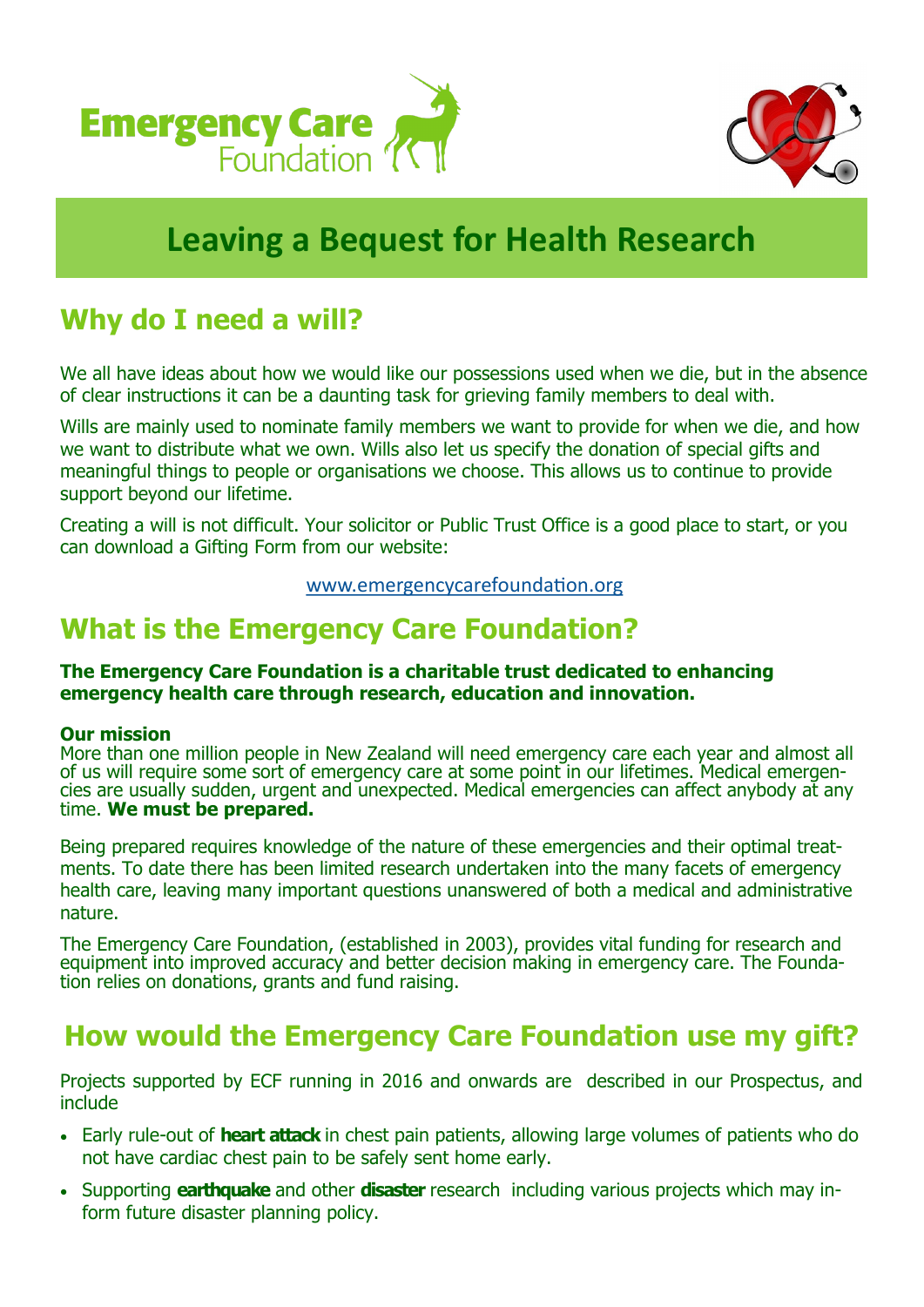Emergency Care Foundation

# Leaving a Bequest for Health Research

## Why do I need a will?

We all have ideas about how we would like our possessions used when we die, but in the absence of clear instructions it can be a daunting task for grieving family members to deal with.

Wills are mainly used to nominate family members we want to provide for when we die, and how we want to distribute what we own. Wills also let us specify the donation of special gifts and meaningful things to people or organisations we choose. This allows us to continue to provide support beyond our lifetime.

Creating a will is not difficult. Your solicitor or Public Trust Office is a good place to start, or you can download a Gifting Form from our website:

www.emergencycarefoundation.org

## What is the Emergency Care Foundation?

**The Emergency Care Foundation is a charitable trust dedicated to enhancing emergency health care through research, education and innovation.**

**Our mission**
More than one million people in New Zealand will need emergency care each year and almost all of us will require some sort of emergency care at some point in our lifetimes. Medical emergencies are usually sudden, urgent and unexpected. Medical emergencies can affect anybody at any time. **We must be prepared.**

Being prepared requires knowledge of the nature of these emergencies and their optimal treatments. To date there has been limited research undertaken into the many facets of emergency health care, leaving many important questions unanswered of both a medical and administrative nature.

The Emergency Care Foundation, (established in 2003), provides vital funding for research and equipment into improved accuracy and better decision making in emergency care. The Foundation relies on donations, grants and fund raising.

## How would the Emergency Care Foundation use my gift?

Projects supported by ECF running in 2016 and onwards are described in our Prospectus, and include

- Early rule-out of **heart attack** in chest pain patients, allowing large volumes of patients who do not have cardiac chest pain to be safely sent home early.
- Supporting **earthquake** and other **disaster** research including various projects which may inform future disaster planning policy.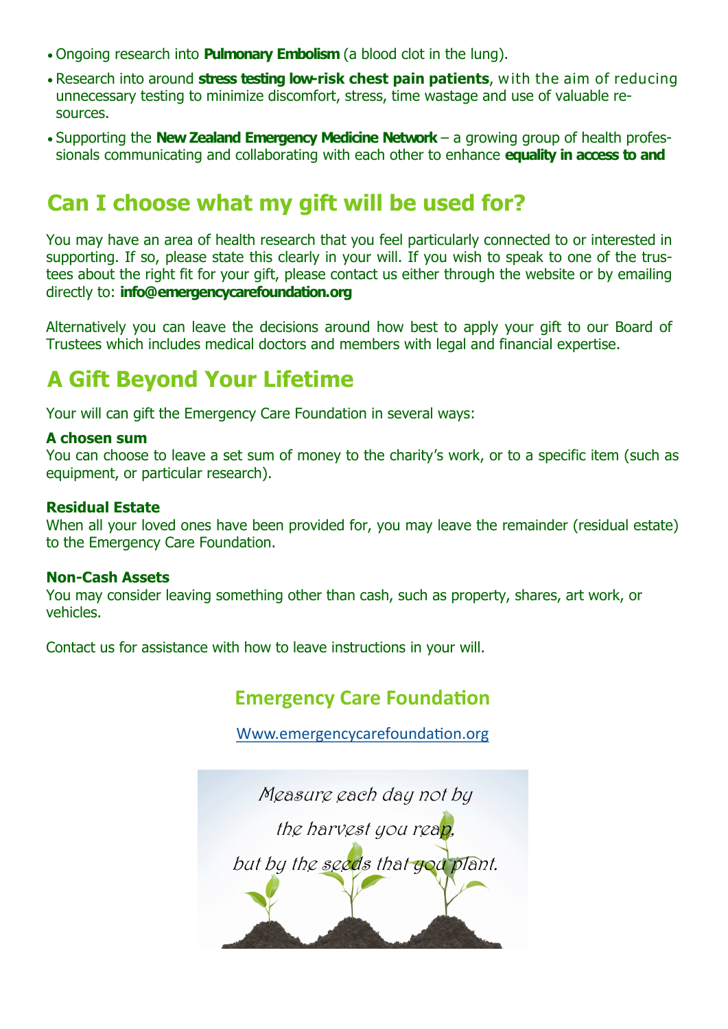- Ongoing research into **Pulmonary Embolism** (a blood clot in the lung).
- Research into around **stress testing low-risk chest pain patients**, with the aim of reducing unnecessary testing to minimize discomfort, stress, time wastage and use of valuable resources.
- Supporting the **New Zealand Emergency Medicine Network** – a growing group of health professionals communicating and collaborating with each other to enhance **equality in access to and**

## Can I choose what my gift will be used for?

You may have an area of health research that you feel particularly connected to or interested in supporting. If so, please state this clearly in your will. If you wish to speak to one of the trustees about the right fit for your gift, please contact us either through the website or by emailing directly to: **info@emergencycarefoundation.org**

Alternatively you can leave the decisions around how best to apply your gift to our Board of Trustees which includes medical doctors and members with legal and financial expertise.

## A Gift Beyond Your Lifetime

Your will can gift the Emergency Care Foundation in several ways:

**A chosen sum**
You can choose to leave a set sum of money to the charity's work, or to a specific item (such as equipment, or particular research).

**Residual Estate**
When all your loved ones have been provided for, you may leave the remainder (residual estate) to the Emergency Care Foundation.

**Non-Cash Assets**
You may consider leaving something other than cash, such as property, shares, art work, or vehicles.

Contact us for assistance with how to leave instructions in your will.

**Emergency Care Foundation**

Www.emergencycarefoundation.org

*Measure each day not by the harvest you reap, but by the seeds that you plant.*